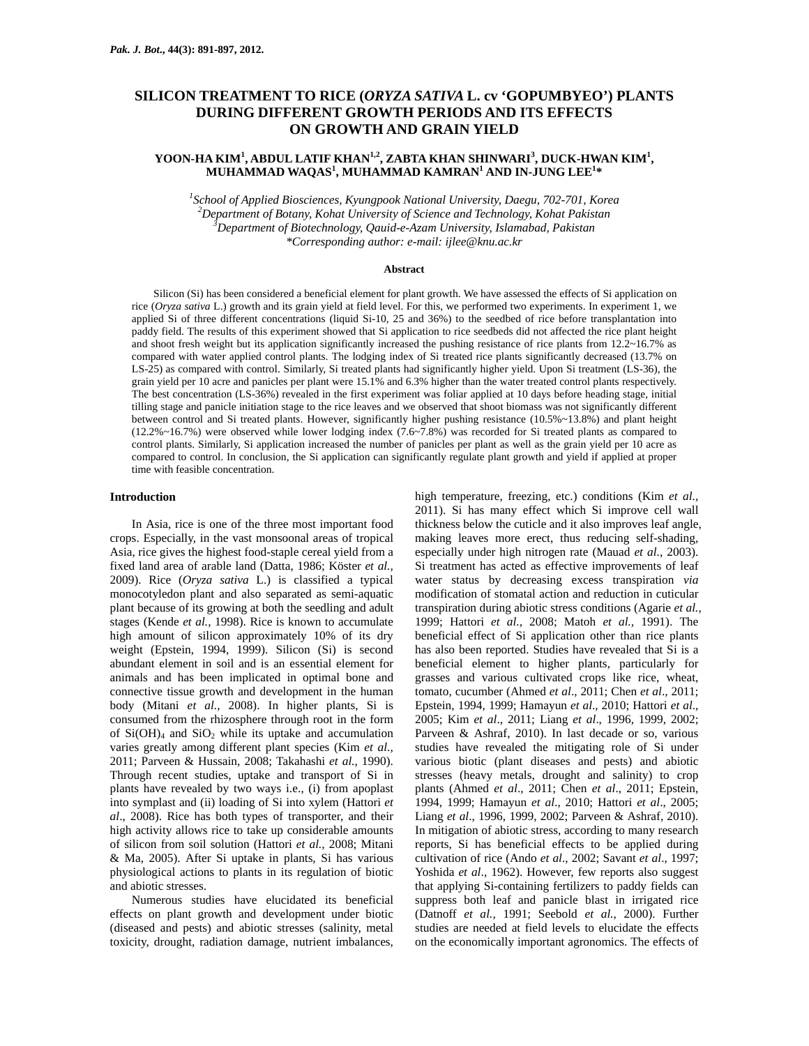# SILICON TREATMENT TO RICE (*ORYZA SATIVA* L. cv 'GOPUMBYEO') PLANTS DURING DIFFERENT GROWTH PERIODS AND ITS EFFECTS ON GROWTH AND GRAIN YIELD

**YOON-HA KIM[1], ABDUL LATIF KHAN[1,2], ZABTA KHAN SHINWARI[3], DUCK-HWAN KIM[1], MUHAMMAD WAQAS[1], MUHAMMAD KAMRAN[1] AND IN-JUNG LEE[1]\***

*[1]School of Applied Biosciences, Kyungpook National University, Daegu, 702-701, Korea*
*[2]Department of Botany, Kohat University of Science and Technology, Kohat Pakistan*
*[3]Department of Biotechnology, Qauid-e-Azam University, Islamabad, Pakistan*
*\*Corresponding author: e-mail: ijlee@knu.ac.kr*

## Abstract

Silicon (Si) has been considered a beneficial element for plant growth. We have assessed the effects of Si application on rice (*Oryza sativa* L.) growth and its grain yield at field level. For this, we performed two experiments. In experiment 1, we applied Si of three different concentrations (liquid Si-10, 25 and 36%) to the seedbed of rice before transplantation into paddy field. The results of this experiment showed that Si application to rice seedbeds did not affected the rice plant height and shoot fresh weight but its application significantly increased the pushing resistance of rice plants from 12.2~16.7% as compared with water applied control plants. The lodging index of Si treated rice plants significantly decreased (13.7% on LS-25) as compared with control. Similarly, Si treated plants had significantly higher yield. Upon Si treatment (LS-36), the grain yield per 10 acre and panicles per plant were 15.1% and 6.3% higher than the water treated control plants respectively. The best concentration (LS-36%) revealed in the first experiment was foliar applied at 10 days before heading stage, initial tilling stage and panicle initiation stage to the rice leaves and we observed that shoot biomass was not significantly different between control and Si treated plants. However, significantly higher pushing resistance (10.5%~13.8%) and plant height (12.2%~16.7%) were observed while lower lodging index (7.6~7.8%) was recorded for Si treated plants as compared to control plants. Similarly, Si application increased the number of panicles per plant as well as the grain yield per 10 acre as compared to control. In conclusion, the Si application can significantly regulate plant growth and yield if applied at proper time with feasible concentration.

## Introduction

In Asia, rice is one of the three most important food crops. Especially, in the vast monsoonal areas of tropical Asia, rice gives the highest food-staple cereal yield from a fixed land area of arable land (Datta, 1986; Köster *et al.,* 2009). Rice (*Oryza sativa* L.) is classified a typical monocotyledon plant and also separated as semi-aquatic plant because of its growing at both the seedling and adult stages (Kende *et al.,* 1998). Rice is known to accumulate high amount of silicon approximately 10% of its dry weight (Epstein, 1994, 1999). Silicon (Si) is second abundant element in soil and is an essential element for animals and has been implicated in optimal bone and connective tissue growth and development in the human body (Mitani *et al.,* 2008). In higher plants, Si is consumed from the rhizosphere through root in the form of $Si(OH)_4$ and $SiO_2$ while its uptake and accumulation varies greatly among different plant species (Kim *et al.,* 2011; Parveen & Hussain, 2008; Takahashi *et al.,* 1990). Through recent studies, uptake and transport of Si in plants have revealed by two ways i.e., (i) from apoplast into symplast and (ii) loading of Si into xylem (Hattori *et al*., 2008). Rice has both types of transporter, and their high activity allows rice to take up considerable amounts of silicon from soil solution (Hattori *et al.,* 2008; Mitani & Ma, 2005). After Si uptake in plants, Si has various physiological actions to plants in its regulation of biotic and abiotic stresses.

Numerous studies have elucidated its beneficial effects on plant growth and development under biotic (diseased and pests) and abiotic stresses (salinity, metal toxicity, drought, radiation damage, nutrient imbalances, high temperature, freezing, etc.) conditions (Kim *et al.,* 2011). Si has many effect which Si improve cell wall thickness below the cuticle and it also improves leaf angle, making leaves more erect, thus reducing self-shading, especially under high nitrogen rate (Mauad *et al.,* 2003). Si treatment has acted as effective improvements of leaf water status by decreasing excess transpiration *via* modification of stomatal action and reduction in cuticular transpiration during abiotic stress conditions (Agarie *et al.,* 1999; Hattori *et al.,* 2008; Matoh *et al.,* 1991). The beneficial effect of Si application other than rice plants has also been reported. Studies have revealed that Si is a beneficial element to higher plants, particularly for grasses and various cultivated crops like rice, wheat, tomato, cucumber (Ahmed *et al*., 2011; Chen *et al*., 2011; Epstein, 1994, 1999; Hamayun *et al*., 2010; Hattori *et al*., 2005; Kim *et al*., 2011; Liang *et al*., 1996, 1999, 2002; Parveen & Ashraf, 2010). In last decade or so, various studies have revealed the mitigating role of Si under various biotic (plant diseases and pests) and abiotic stresses (heavy metals, drought and salinity) to crop plants (Ahmed *et al*., 2011; Chen *et al*., 2011; Epstein, 1994, 1999; Hamayun *et al*., 2010; Hattori *et al*., 2005; Liang *et al*., 1996, 1999, 2002; Parveen & Ashraf, 2010). In mitigation of abiotic stress, according to many research reports, Si has beneficial effects to be applied during cultivation of rice (Ando *et al*., 2002; Savant *et al*., 1997; Yoshida *et al*., 1962). However, few reports also suggest that applying Si-containing fertilizers to paddy fields can suppress both leaf and panicle blast in irrigated rice (Datnoff *et al.,* 1991; Seebold *et al.,* 2000). Further studies are needed at field levels to elucidate the effects on the economically important agronomics. The effects of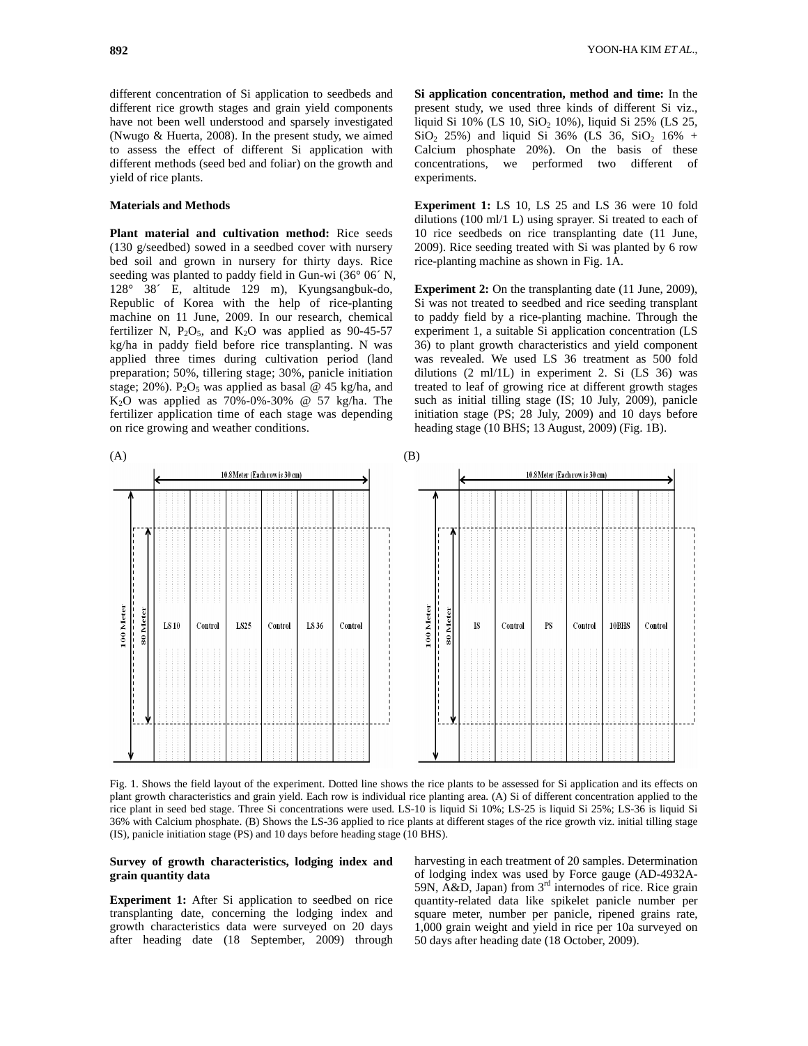different concentration of Si application to seedbeds and different rice growth stages and grain yield components have not been well understood and sparsely investigated (Nwugo & Huerta, 2008). In the present study, we aimed to assess the effect of different Si application with different methods (seed bed and foliar) on the growth and yield of rice plants.

## Materials and Methods

**Plant material and cultivation method:** Rice seeds (130 g/seedbed) sowed in a seedbed cover with nursery bed soil and grown in nursery for thirty days. Rice seeding was planted to paddy field in Gun-wi (36° 06´ N, 128° 38´ E, altitude 129 m), Kyungsangbuk-do, Republic of Korea with the help of rice-planting machine on 11 June, 2009. In our research, chemical fertilizer N, $P_2O_5$, and $K_2O$ was applied as 90-45-57 kg/ha in paddy field before rice transplanting. N was applied three times during cultivation period (land preparation; 50%, tillering stage; 30%, panicle initiation stage; 20%). $P_2O_5$ was applied as basal @ 45 kg/ha, and $K_2O$ was applied as 70%-0%-30% @ 57 kg/ha. The fertilizer application time of each stage was depending on rice growing and weather conditions.

**Si application concentration, method and time:** In the present study, we used three kinds of different Si viz., liquid Si 10% (LS 10, $SiO_2$ 10%), liquid Si 25% (LS 25, $SiO_2$ 25%) and liquid Si 36% (LS 36, $SiO_2$ 16% + Calcium phosphate 20%). On the basis of these concentrations, we performed two different of experiments.

**Experiment 1:** LS 10, LS 25 and LS 36 were 10 fold dilutions (100 ml/1 L) using sprayer. Si treated to each of 10 rice seedbeds on rice transplanting date (11 June, 2009). Rice seeding treated with Si was planted by 6 row rice-planting machine as shown in Fig. 1A.

**Experiment 2:** On the transplanting date (11 June, 2009), Si was not treated to seedbed and rice seeding transplant to paddy field by a rice-planting machine. Through the experiment 1, a suitable Si application concentration (LS 36) to plant growth characteristics and yield component was revealed. We used LS 36 treatment as 500 fold dilutions (2 ml/1L) in experiment 2. Si (LS 36) was treated to leaf of growing rice at different growth stages such as initial tilling stage (IS; 10 July, 2009), panicle initiation stage (PS; 28 July, 2009) and 10 days before heading stage (10 BHS; 13 August, 2009) (Fig. 1B).

Fig. 1. Shows the field layout of the experiment. Dotted line shows the rice plants to be assessed for Si application and its effects on plant growth characteristics and grain yield. Each row is individual rice planting area. (A) Si of different concentration applied to the rice plant in seed bed stage. Three Si concentrations were used. LS-10 is liquid Si 10%; LS-25 is liquid Si 25%; LS-36 is liquid Si 36% with Calcium phosphate. (B) Shows the LS-36 applied to rice plants at different stages of the rice growth viz. initial tilling stage (IS), panicle initiation stage (PS) and 10 days before heading stage (10 BHS).

### Survey of growth characteristics, lodging index and grain quantity data

**Experiment 1:** After Si application to seedbed on rice transplanting date, concerning the lodging index and growth characteristics data were surveyed on 20 days after heading date (18 September, 2009) through harvesting in each treatment of 20 samples. Determination of lodging index was used by Force gauge (AD-4932A-59N, A&D, Japan) from 3rd internodes of rice. Rice grain quantity-related data like spikelet panicle number per square meter, number per panicle, ripened grains rate, 1,000 grain weight and yield in rice per 10a surveyed on 50 days after heading date (18 October, 2009).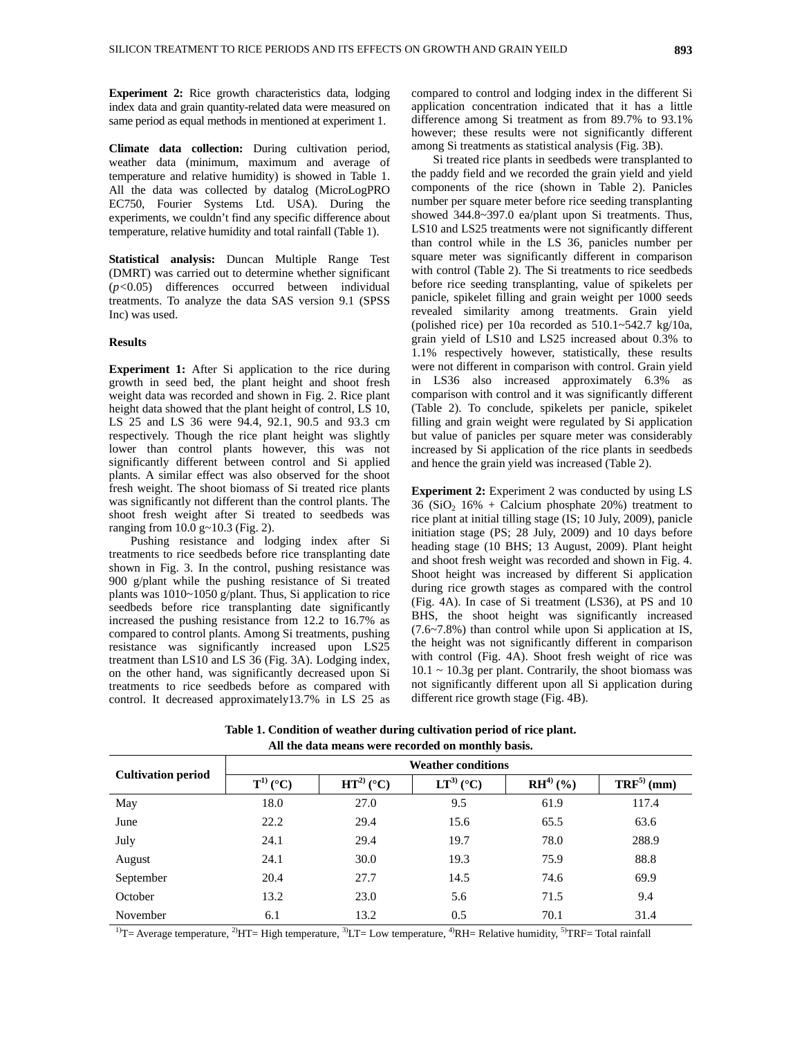**Experiment 2:** Rice growth characteristics data, lodging index data and grain quantity-related data were measured on same period as equal methods in mentioned at experiment 1.

**Climate data collection:** During cultivation period, weather data (minimum, maximum and average of temperature and relative humidity) is showed in Table 1. All the data was collected by datalog (MicroLogPRO EC750, Fourier Systems Ltd. USA). During the experiments, we couldn't find any specific difference about temperature, relative humidity and total rainfall (Table 1).

**Statistical analysis:** Duncan Multiple Range Test (DMRT) was carried out to determine whether significant ($p<0.05$) differences occurred between individual treatments. To analyze the data SAS version 9.1 (SPSS Inc) was used.

## Results

**Experiment 1:** After Si application to the rice during growth in seed bed, the plant height and shoot fresh weight data was recorded and shown in Fig. 2. Rice plant height data showed that the plant height of control, LS 10, LS 25 and LS 36 were 94.4, 92.1, 90.5 and 93.3 cm respectively. Though the rice plant height was slightly lower than control plants however, this was not significantly different between control and Si applied plants. A similar effect was also observed for the shoot fresh weight. The shoot biomass of Si treated rice plants was significantly not different than the control plants. The shoot fresh weight after Si treated to seedbeds was ranging from 10.0 g~10.3 (Fig. 2).

Pushing resistance and lodging index after Si treatments to rice seedbeds before rice transplanting date shown in Fig. 3. In the control, pushing resistance was 900 g/plant while the pushing resistance of Si treated plants was 1010~1050 g/plant. Thus, Si application to rice seedbeds before rice transplanting date significantly increased the pushing resistance from 12.2 to 16.7% as compared to control plants. Among Si treatments, pushing resistance was significantly increased upon LS25 treatment than LS10 and LS 36 (Fig. 3A). Lodging index, on the other hand, was significantly decreased upon Si treatments to rice seedbeds before as compared with control. It decreased approximately13.7% in LS 25 as compared to control and lodging index in the different Si application concentration indicated that it has a little difference among Si treatment as from 89.7% to 93.1% however; these results were not significantly different among Si treatments as statistical analysis (Fig. 3B).

Si treated rice plants in seedbeds were transplanted to the paddy field and we recorded the grain yield and yield components of the rice (shown in Table 2). Panicles number per square meter before rice seeding transplanting showed 344.8~397.0 ea/plant upon Si treatments. Thus, LS10 and LS25 treatments were not significantly different than control while in the LS 36, panicles number per square meter was significantly different in comparison with control (Table 2). The Si treatments to rice seedbeds before rice seeding transplanting, value of spikelets per panicle, spikelet filling and grain weight per 1000 seeds revealed similarity among treatments. Grain yield (polished rice) per 10a recorded as 510.1~542.7 kg/10a, grain yield of LS10 and LS25 increased about 0.3% to 1.1% respectively however, statistically, these results were not different in comparison with control. Grain yield in LS36 also increased approximately 6.3% as comparison with control and it was significantly different (Table 2). To conclude, spikelets per panicle, spikelet filling and grain weight were regulated by Si application but value of panicles per square meter was considerably increased by Si application of the rice plants in seedbeds and hence the grain yield was increased (Table 2).

**Experiment 2:** Experiment 2 was conducted by using LS 36 ($SiO_2$ 16% + Calcium phosphate 20%) treatment to rice plant at initial tilling stage (IS; 10 July, 2009), panicle initiation stage (PS; 28 July, 2009) and 10 days before heading stage (10 BHS; 13 August, 2009). Plant height and shoot fresh weight was recorded and shown in Fig. 4. Shoot height was increased by different Si application during rice growth stages as compared with the control (Fig. 4A). In case of Si treatment (LS36), at PS and 10 BHS, the shoot height was significantly increased (7.6~7.8%) than control while upon Si application at IS, the height was not significantly different in comparison with control (Fig. 4A). Shoot fresh weight of rice was 10.1 ~ 10.3g per plant. Contrarily, the shoot biomass was not significantly different upon all Si application during different rice growth stage (Fig. 4B).

**Table 1. Condition of weather during cultivation period of rice plant. All the data means were recorded on monthly basis.**

| Cultivation period | Weather conditions | | | | |
|---|---|---|---|---|---|
| | T[1] (°C) | HT[2] (°C) | LT[3] (°C) | RH[4] (%) | TRF[5] (mm) |
| May | 18.0 | 27.0 | 9.5 | 61.9 | 117.4 |
| June | 22.2 | 29.4 | 15.6 | 65.5 | 63.6 |
| July | 24.1 | 29.4 | 19.7 | 78.0 | 288.9 |
| August | 24.1 | 30.0 | 19.3 | 75.9 | 88.8 |
| September | 20.4 | 27.7 | 14.5 | 74.6 | 69.9 |
| October | 13.2 | 23.0 | 5.6 | 71.5 | 9.4 |
| November | 6.1 | 13.2 | 0.5 | 70.1 | 31.4 |

[1]T= Average temperature, [2]HT= High temperature, [3]LT= Low temperature, [4]RH= Relative humidity, [5]TRF= Total rainfall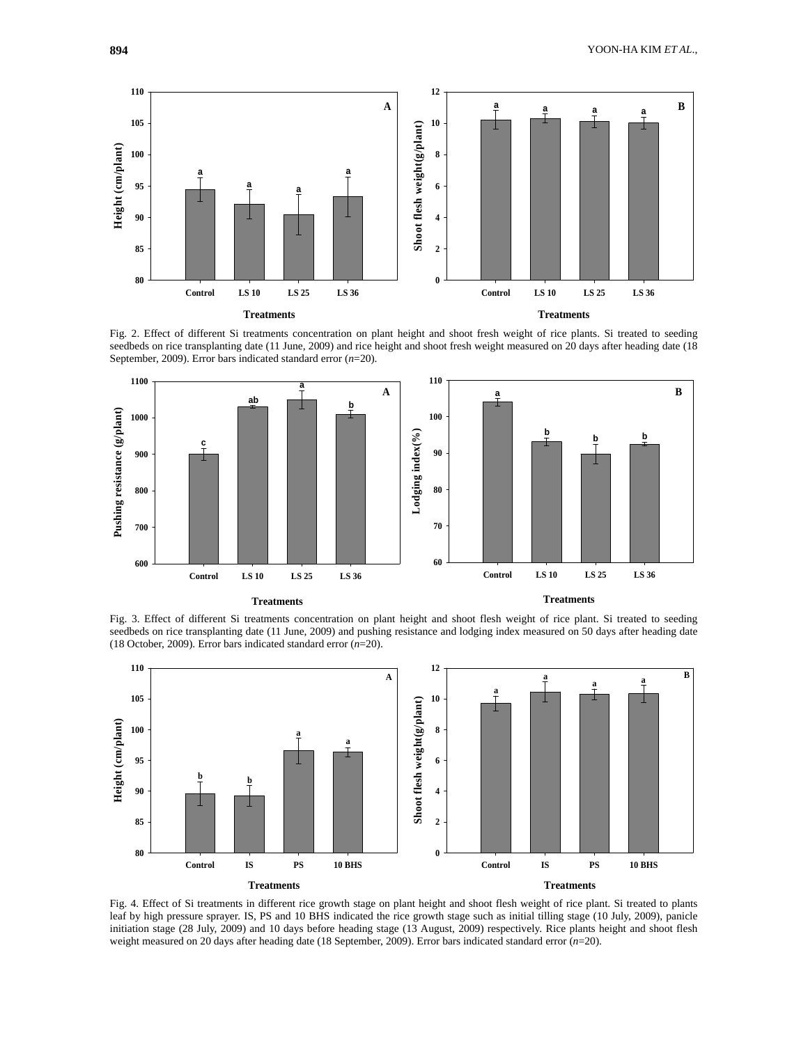Fig. 2. Effect of different Si treatments concentration on plant height and shoot fresh weight of rice plants. Si treated to seeding seedbeds on rice transplanting date (11 June, 2009) and rice height and shoot fresh weight measured on 20 days after heading date (18 September, 2009). Error bars indicated standard error (*n*=20).

Fig. 3. Effect of different Si treatments concentration on plant height and shoot flesh weight of rice plant. Si treated to seeding seedbeds on rice transplanting date (11 June, 2009) and pushing resistance and lodging index measured on 50 days after heading date (18 October, 2009). Error bars indicated standard error (*n*=20).

Fig. 4. Effect of Si treatments in different rice growth stage on plant height and shoot flesh weight of rice plant. Si treated to plants leaf by high pressure sprayer. IS, PS and 10 BHS indicated the rice growth stage such as initial tilling stage (10 July, 2009), panicle initiation stage (28 July, 2009) and 10 days before heading stage (13 August, 2009) respectively. Rice plants height and shoot flesh weight measured on 20 days after heading date (18 September, 2009). Error bars indicated standard error (*n*=20).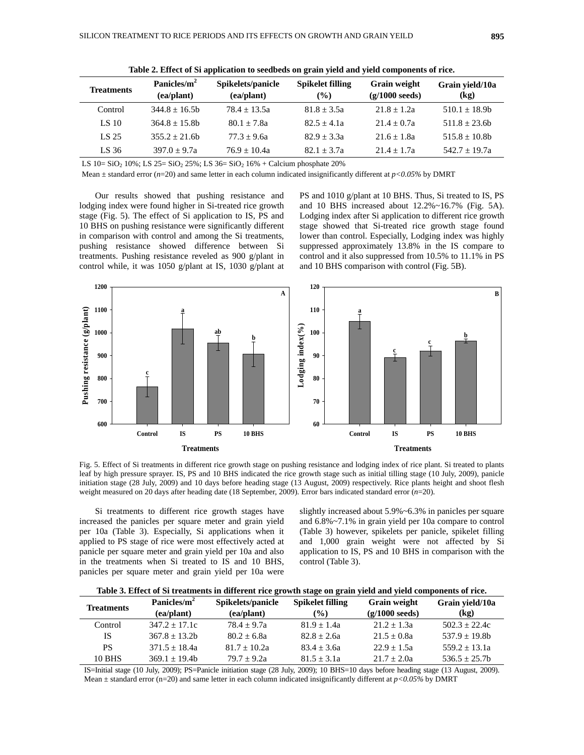**Table 2. Effect of Si application to seedbeds on grain yield and yield components of rice.**

| Treatments | Panicles/m$^2$ (ea/plant) | Spikelets/panicle (ea/plant) | Spikelet filling (%) | Grain weight (g/1000 seeds) | Grain yield/10a (kg) |
|---|---|---|---|---|---|
| Control | 344.8 ± 16.5b | 78.4 ± 13.5a | 81.8 ± 3.5a | 21.8 ± 1.2a | 510.1 ± 18.9b |
| LS 10 | 364.8 ± 15.8b | 80.1 ± 7.8a | 82.5 ± 4.1a | 21.4 ± 0.7a | 511.8 ± 23.6b |
| LS 25 | 355.2 ± 21.6b | 77.3 ± 9.6a | 82.9 ± 3.3a | 21.6 ± 1.8a | 515.8 ± 10.8b |
| LS 36 | 397.0 ± 9.7a | 76.9 ± 10.4a | 82.1 ± 3.7a | 21.4 ± 1.7a | 542.7 ± 19.7a |

LS 10= $SiO_2$ 10%; LS 25= $SiO_2$ 25%; LS 36= $SiO_2$ 16% + Calcium phosphate 20%

Mean ± standard error ($n$=20) and same letter in each column indicated insignificantly different at $p<0.05\%$ by DMRT

Our results showed that pushing resistance and lodging index were found higher in Si-treated rice growth stage (Fig. 5). The effect of Si application to IS, PS and 10 BHS on pushing resistance were significantly different in comparison with control and among the Si treatments, pushing resistance showed difference between Si treatments. Pushing resistance reveled as 900 g/plant in control while, it was 1050 g/plant at IS, 1030 g/plant at PS and 1010 g/plant at 10 BHS. Thus, Si treated to IS, PS and 10 BHS increased about 12.2%~16.7% (Fig. 5A). Lodging index after Si application to different rice growth stage showed that Si-treated rice growth stage found lower than control. Especially, Lodging index was highly suppressed approximately 13.8% in the IS compare to control and it also suppressed from 10.5% to 11.1% in PS and 10 BHS comparison with control (Fig. 5B).

Fig. 5. Effect of Si treatments in different rice growth stage on pushing resistance and lodging index of rice plant. Si treated to plants leaf by high pressure sprayer. IS, PS and 10 BHS indicated the rice growth stage such as initial tilling stage (10 July, 2009), panicle initiation stage (28 July, 2009) and 10 days before heading stage (13 August, 2009) respectively. Rice plants height and shoot flesh weight measured on 20 days after heading date (18 September, 2009). Error bars indicated standard error ($n$=20).

Si treatments to different rice growth stages have increased the panicles per square meter and grain yield per 10a (Table 3). Especially, Si applications when it applied to PS stage of rice were most effectively acted at panicle per square meter and grain yield per 10a and also in the treatments when Si treated to IS and 10 BHS, panicles per square meter and grain yield per 10a were slightly increased about 5.9%~6.3% in panicles per square and 6.8%~7.1% in grain yield per 10a compare to control (Table 3) however, spikelets per panicle, spikelet filling and 1,000 grain weight were not affected by Si application to IS, PS and 10 BHS in comparison with the control (Table 3).

**Table 3. Effect of Si treatments in different rice growth stage on grain yield and yield components of rice.**

| Treatments | Panicles/m$^2$ (ea/plant) | Spikelets/panicle (ea/plant) | Spikelet filling (%) | Grain weight (g/1000 seeds) | Grain yield/10a (kg) |
|---|---|---|---|---|---|
| Control | 347.2 ± 17.1c | 78.4 ± 9.7a | 81.9 ± 1.4a | 21.2 ± 1.3a | 502.3 ± 22.4c |
| IS | 367.8 ± 13.2b | 80.2 ± 6.8a | 82.8 ± 2.6a | 21.5 ± 0.8a | 537.9 ± 19.8b |
| PS | 371.5 ± 18.4a | 81.7 ± 10.2a | 83.4 ± 3.6a | 22.9 ± 1.5a | 559.2 ± 13.1a |
| 10 BHS | 369.1 ± 19.4b | 79.7 ± 9.2a | 81.5 ± 3.1a | 21.7 ± 2.0a | 536.5 ± 25.7b |

IS=Initial stage (10 July, 2009); PS=Panicle initiation stage (28 July, 2009); 10 BHS=10 days before heading stage (13 August, 2009). Mean ± standard error (n=20) and same letter in each column indicated insignificantly different at $p<0.05\%$ by DMRT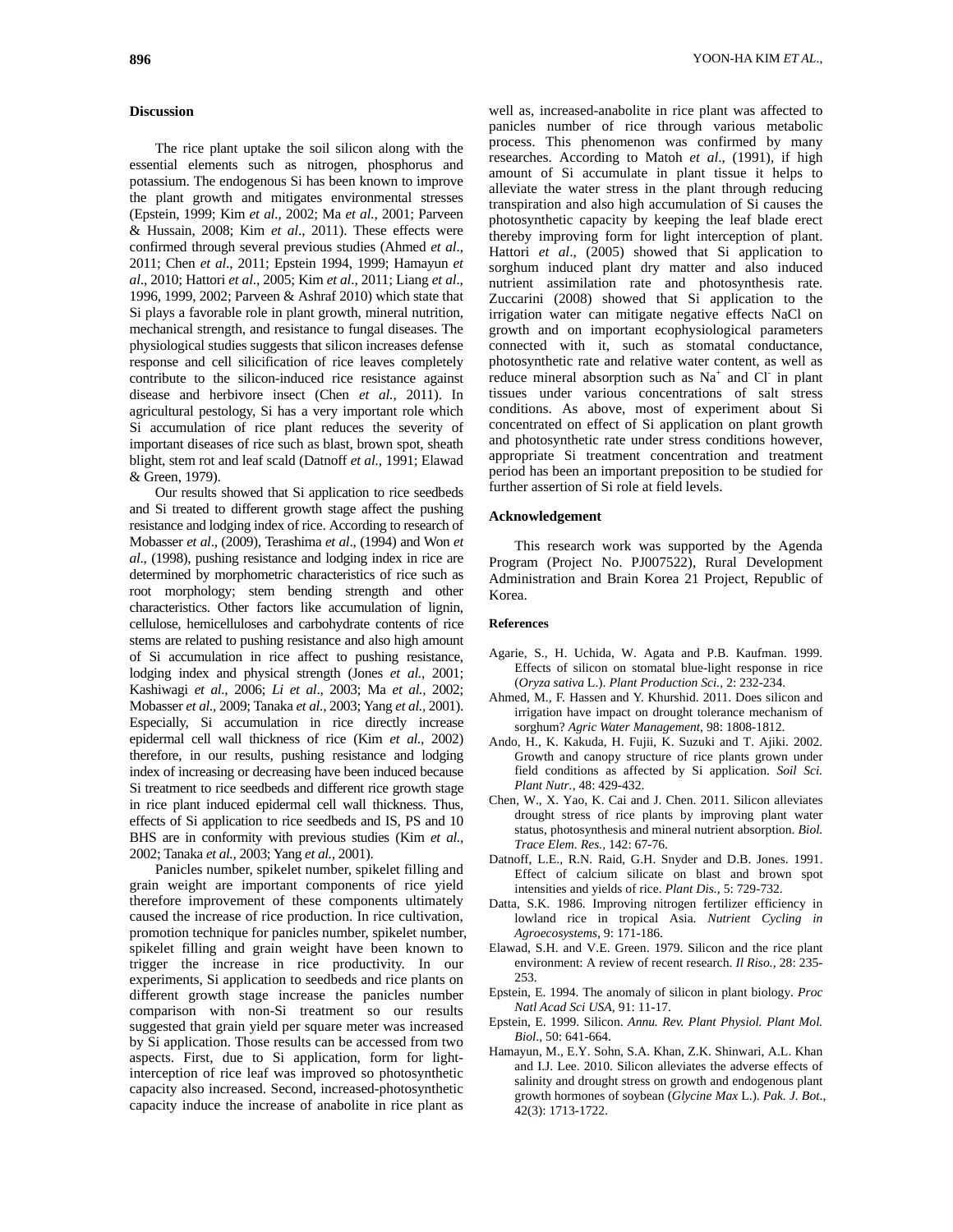## Discussion

The rice plant uptake the soil silicon along with the essential elements such as nitrogen, phosphorus and potassium. The endogenous Si has been known to improve the plant growth and mitigates environmental stresses (Epstein, 1999; Kim *et al.,* 2002; Ma *et al.,* 2001; Parveen & Hussain, 2008; Kim *et al*., 2011). These effects were confirmed through several previous studies (Ahmed *et al*., 2011; Chen *et al*., 2011; Epstein 1994, 1999; Hamayun *et al*., 2010; Hattori *et al*., 2005; Kim *et al*., 2011; Liang *et al*., 1996, 1999, 2002; Parveen & Ashraf 2010) which state that Si plays a favorable role in plant growth, mineral nutrition, mechanical strength, and resistance to fungal diseases. The physiological studies suggests that silicon increases defense response and cell silicification of rice leaves completely contribute to the silicon-induced rice resistance against disease and herbivore insect (Chen *et al.,* 2011). In agricultural pestology, Si has a very important role which Si accumulation of rice plant reduces the severity of important diseases of rice such as blast, brown spot, sheath blight, stem rot and leaf scald (Datnoff *et al.,* 1991; Elawad & Green, 1979).

Our results showed that Si application to rice seedbeds and Si treated to different growth stage affect the pushing resistance and lodging index of rice. According to research of Mobasser *et al*., (2009), Terashima *et al*., (1994) and Won *et al*., (1998), pushing resistance and lodging index in rice are determined by morphometric characteristics of rice such as root morphology; stem bending strength and other characteristics. Other factors like accumulation of lignin, cellulose, hemicelluloses and carbohydrate contents of rice stems are related to pushing resistance and also high amount of Si accumulation in rice affect to pushing resistance, lodging index and physical strength (Jones *et al.,* 2001; Kashiwagi *et al.,* 2006; *Li et al*., 2003; Ma *et al.,* 2002; Mobasser *et al*., 2009; Tanaka *et al.,* 2003; Yang *et al.,* 2001). Especially, Si accumulation in rice directly increase epidermal cell wall thickness of rice (Kim *et al*., 2002) therefore, in our results, pushing resistance and lodging index of increasing or decreasing have been induced because Si treatment to rice seedbeds and different rice growth stage in rice plant induced epidermal cell wall thickness. Thus, effects of Si application to rice seedbeds and IS, PS and 10 BHS are in conformity with previous studies (Kim *et al.,* 2002; Tanaka *et al.,* 2003; Yang *et al.,* 2001).

Panicles number, spikelet number, spikelet filling and grain weight are important components of rice yield therefore improvement of these components ultimately caused the increase of rice production. In rice cultivation, promotion technique for panicles number, spikelet number, spikelet filling and grain weight have been known to trigger the increase in rice productivity. In our experiments, Si application to seedbeds and rice plants on different growth stage increase the panicles number comparison with non-Si treatment so our results suggested that grain yield per square meter was increased by Si application. Those results can be accessed from two aspects. First, due to Si application, form for light-interception of rice leaf was improved so photosynthetic capacity also increased. Second, increased-photosynthetic capacity induce the increase of anabolite in rice plant as well as, increased-anabolite in rice plant was affected to panicles number of rice through various metabolic process. This phenomenon was confirmed by many researches. According to Matoh *et al*., (1991), if high amount of Si accumulate in plant tissue it helps to alleviate the water stress in the plant through reducing transpiration and also high accumulation of Si causes the photosynthetic capacity by keeping the leaf blade erect thereby improving form for light interception of plant. Hattori *et al*., (2005) showed that Si application to sorghum induced plant dry matter and also induced nutrient assimilation rate and photosynthesis rate. Zuccarini (2008) showed that Si application to the irrigation water can mitigate negative effects NaCl on growth and on important ecophysiological parameters connected with it, such as stomatal conductance, photosynthetic rate and relative water content, as well as reduce mineral absorption such as $Na^+$ and $Cl^-$ in plant tissues under various concentrations of salt stress conditions. As above, most of experiment about Si concentrated on effect of Si application on plant growth and photosynthetic rate under stress conditions however, appropriate Si treatment concentration and treatment period has been an important preposition to be studied for further assertion of Si role at field levels.

## Acknowledgement

This research work was supported by the Agenda Program (Project No. PJ007522), Rural Development Administration and Brain Korea 21 Project, Republic of Korea.

## References

Agarie, S., H. Uchida, W. Agata and P.B. Kaufman. 1999. Effects of silicon on stomatal blue-light response in rice (*Oryza sativa* L.). *Plant Production Sci.,* 2: 232-234.

Ahmed, M., F. Hassen and Y. Khurshid. 2011. Does silicon and irrigation have impact on drought tolerance mechanism of sorghum? *Agric Water Management*, 98: 1808-1812.

Ando, H., K. Kakuda, H. Fujii, K. Suzuki and T. Ajiki. 2002. Growth and canopy structure of rice plants grown under field conditions as affected by Si application. *Soil Sci. Plant Nutr.,* 48: 429-432.

Chen, W., X. Yao, K. Cai and J. Chen. 2011. Silicon alleviates drought stress of rice plants by improving plant water status, photosynthesis and mineral nutrient absorption. *Biol. Trace Elem. Res.,* 142: 67-76.

Datnoff, L.E., R.N. Raid, G.H. Snyder and D.B. Jones. 1991. Effect of calcium silicate on blast and brown spot intensities and yields of rice. *Plant Dis.,* 5: 729-732.

Datta, S.K. 1986. Improving nitrogen fertilizer efficiency in lowland rice in tropical Asia. *Nutrient Cycling in Agroecosystems*, 9: 171-186.

Elawad, S.H. and V.E. Green. 1979. Silicon and the rice plant environment: A review of recent research. *Il Riso.,* 28: 235-253.

Epstein, E. 1994. The anomaly of silicon in plant biology. *Proc Natl Acad Sci USA*, 91: 11-17.

Epstein, E. 1999. Silicon. *Annu. Rev. Plant Physiol. Plant Mol. Biol.,* 50: 641-664.

Hamayun, M., E.Y. Sohn, S.A. Khan, Z.K. Shinwari, A.L. Khan and I.J. Lee. 2010. Silicon alleviates the adverse effects of salinity and drought stress on growth and endogenous plant growth hormones of soybean (*Glycine Max* L.). *Pak. J. Bot.,* 42(3): 1713-1722.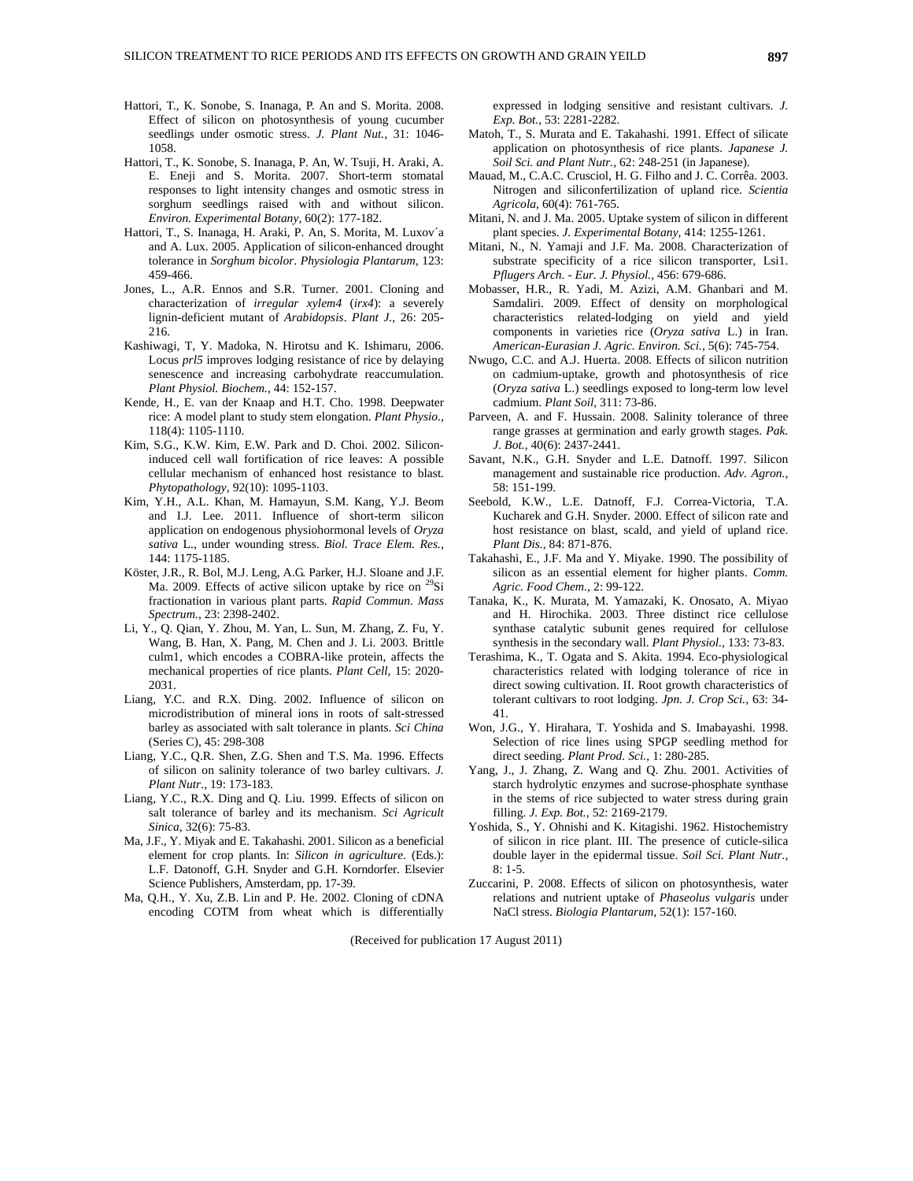Hattori, T., K. Sonobe, S. Inanaga, P. An and S. Morita. 2008. Effect of silicon on photosynthesis of young cucumber seedlings under osmotic stress. *J. Plant Nut.*, 31: 1046-1058.

Hattori, T., K. Sonobe, S. Inanaga, P. An, W. Tsuji, H. Araki, A. E. Eneji and S. Morita. 2007. Short-term stomatal responses to light intensity changes and osmotic stress in sorghum seedlings raised with and without silicon. *Environ. Experimental Botany*, 60(2): 177-182.

Hattori, T., S. Inanaga, H. Araki, P. An, S. Morita, M. Luxov´a and A. Lux. 2005. Application of silicon-enhanced drought tolerance in *Sorghum bicolor*. *Physiologia Plantarum*, 123: 459-466.

Jones, L., A.R. Ennos and S.R. Turner. 2001. Cloning and characterization of *irregular xylem4* (*irx4*): a severely lignin-deficient mutant of *Arabidopsis*. *Plant J.*, 26: 205-216.

Kashiwagi, T, Y. Madoka, N. Hirotsu and K. Ishimaru, 2006. Locus *prl5* improves lodging resistance of rice by delaying senescence and increasing carbohydrate reaccumulation. *Plant Physiol. Biochem.*, 44: 152-157.

Kende, H., E. van der Knaap and H.T. Cho. 1998. Deepwater rice: A model plant to study stem elongation. *Plant Physio.*, 118(4): 1105-1110.

Kim, S.G., K.W. Kim, E.W. Park and D. Choi. 2002. Silicon-induced cell wall fortification of rice leaves: A possible cellular mechanism of enhanced host resistance to blast. *Phytopathology*, 92(10): 1095-1103.

Kim, Y.H., A.L. Khan, M. Hamayun, S.M. Kang, Y.J. Beom and I.J. Lee. 2011. Influence of short-term silicon application on endogenous physiohormonal levels of *Oryza sativa* L., under wounding stress. *Biol. Trace Elem. Res.*, 144: 1175-1185.

Köster, J.R., R. Bol, M.J. Leng, A.G. Parker, H.J. Sloane and J.F. Ma. 2009. Effects of active silicon uptake by rice on $^{29}$Si fractionation in various plant parts. *Rapid Commun. Mass Spectrum.*, 23: 2398-2402.

Li, Y., Q. Qian, Y. Zhou, M. Yan, L. Sun, M. Zhang, Z. Fu, Y. Wang, B. Han, X. Pang, M. Chen and J. Li. 2003. Brittle culm1, which encodes a COBRA-like protein, affects the mechanical properties of rice plants. *Plant Cell*, 15: 2020-2031.

Liang, Y.C. and R.X. Ding. 2002. Influence of silicon on microdistribution of mineral ions in roots of salt-stressed barley as associated with salt tolerance in plants. *Sci China* (Series C), 45: 298-308

Liang, Y.C., Q.R. Shen, Z.G. Shen and T.S. Ma. 1996. Effects of silicon on salinity tolerance of two barley cultivars. *J. Plant Nutr.*, 19: 173-183.

Liang, Y.C., R.X. Ding and Q. Liu. 1999. Effects of silicon on salt tolerance of barley and its mechanism. *Sci Agricult Sinica*, 32(6): 75-83.

Ma, J.F., Y. Miyak and E. Takahashi. 2001. Silicon as a beneficial element for crop plants. In: *Silicon in agriculture*. (Eds.): L.F. Datonoff, G.H. Snyder and G.H. Korndorfer. Elsevier Science Publishers, Amsterdam, pp. 17-39.

Ma, Q.H., Y. Xu, Z.B. Lin and P. He. 2002. Cloning of cDNA encoding COTM from wheat which is differentially expressed in lodging sensitive and resistant cultivars. *J. Exp. Bot.*, 53: 2281-2282.

Matoh, T., S. Murata and E. Takahashi. 1991. Effect of silicate application on photosynthesis of rice plants. *Japanese J. Soil Sci. and Plant Nutr.*, 62: 248-251 (in Japanese).

Mauad, M., C.A.C. Crusciol, H. G. Filho and J. C. Corrêa. 2003. Nitrogen and siliconfertilization of upland rice. *Scientia Agricola*, 60(4): 761-765.

Mitani, N. and J. Ma. 2005. Uptake system of silicon in different plant species. *J. Experimental Botany*, 414: 1255-1261.

Mitani, N., N. Yamaji and J.F. Ma. 2008. Characterization of substrate specificity of a rice silicon transporter, Lsi1. *Pflugers Arch. - Eur. J. Physiol.*, 456: 679-686.

Mobasser, H.R., R. Yadi, M. Azizi, A.M. Ghanbari and M. Samdaliri. 2009. Effect of density on morphological characteristics related-lodging on yield and yield components in varieties rice (*Oryza sativa* L.) in Iran. *American-Eurasian J. Agric. Environ. Sci.*, 5(6): 745-754.

Nwugo, C.C. and A.J. Huerta. 2008. Effects of silicon nutrition on cadmium-uptake, growth and photosynthesis of rice (*Oryza sativa* L.) seedlings exposed to long-term low level cadmium. *Plant Soil*, 311: 73-86.

Parveen, A. and F. Hussain. 2008. Salinity tolerance of three range grasses at germination and early growth stages. *Pak. J. Bot.*, 40(6): 2437-2441.

Savant, N.K., G.H. Snyder and L.E. Datnoff. 1997. Silicon management and sustainable rice production. *Adv. Agron.*, 58: 151-199.

Seebold, K.W., L.E. Datnoff, F.J. Correa-Victoria, T.A. Kucharek and G.H. Snyder. 2000. Effect of silicon rate and host resistance on blast, scald, and yield of upland rice. *Plant Dis.*, 84: 871-876.

Takahashi, E., J.F. Ma and Y. Miyake. 1990. The possibility of silicon as an essential element for higher plants. *Comm. Agric. Food Chem.*, 2: 99-122.

Tanaka, K., K. Murata, M. Yamazaki, K. Onosato, A. Miyao and H. Hirochika. 2003. Three distinct rice cellulose synthase catalytic subunit genes required for cellulose synthesis in the secondary wall. *Plant Physiol.*, 133: 73-83.

Terashima, K., T. Ogata and S. Akita. 1994. Eco-physiological characteristics related with lodging tolerance of rice in direct sowing cultivation. II. Root growth characteristics of tolerant cultivars to root lodging. *Jpn. J. Crop Sci.*, 63: 34-41.

Won, J.G., Y. Hirahara, T. Yoshida and S. Imabayashi. 1998. Selection of rice lines using SPGP seedling method for direct seeding. *Plant Prod. Sci.*, 1: 280-285.

Yang, J., J. Zhang, Z. Wang and Q. Zhu. 2001. Activities of starch hydrolytic enzymes and sucrose-phosphate synthase in the stems of rice subjected to water stress during grain filling. *J. Exp. Bot.*, 52: 2169-2179.

Yoshida, S., Y. Ohnishi and K. Kitagishi. 1962. Histochemistry of silicon in rice plant. III. The presence of cuticle-silica double layer in the epidermal tissue. *Soil Sci. Plant Nutr.*, 8: 1-5.

Zuccarini, P. 2008. Effects of silicon on photosynthesis, water relations and nutrient uptake of *Phaseolus vulgaris* under NaCl stress. *Biologia Plantarum*, 52(1): 157-160.

(Received for publication 17 August 2011)